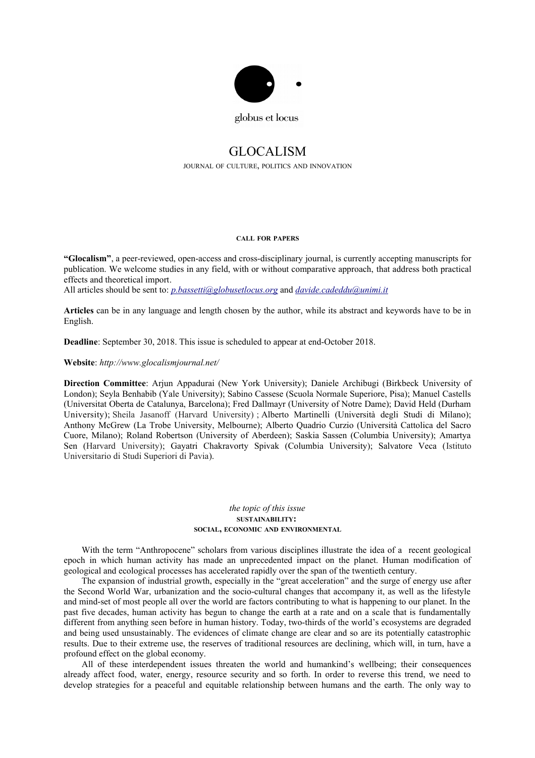globus et locus

# GLOCALISM

JOURNAL OF CULTURE, POLITICS AND INNOVATION

**CALL FOR PAPERS**

**"Glocalism"**, a peer-reviewed, open-access and cross-disciplinary journal, is currently accepting manuscripts for publication. We welcome studies in any field, with or without comparative approach, that address both practical effects and theoretical import.
All articles should be sent to: *p.bassetti@globusetlocus.org* and *davide.cadeddu@unimi.it*

**Articles** can be in any language and length chosen by the author, while its abstract and keywords have to be in English.

**Deadline**: September 30, 2018. This issue is scheduled to appear at end-October 2018.

**Website**: *http://www.glocalismjournal.net/*

**Direction Committee**: Arjun Appadurai (New York University); Daniele Archibugi (Birkbeck University of London); Seyla Benhabib (Yale University); Sabino Cassese (Scuola Normale Superiore, Pisa); Manuel Castells (Universitat Oberta de Catalunya, Barcelona); Fred Dallmayr (University of Notre Dame); David Held (Durham University); Sheila Jasanoff (Harvard University) ; Alberto Martinelli (Università degli Studi di Milano); Anthony McGrew (La Trobe University, Melbourne); Alberto Quadrio Curzio (Università Cattolica del Sacro Cuore, Milano); Roland Robertson (University of Aberdeen); Saskia Sassen (Columbia University); Amartya Sen (Harvard University); Gayatri Chakravorty Spivak (Columbia University); Salvatore Veca (Istituto Universitario di Studi Superiori di Pavia).

*the topic of this issue*

## SUSTAINABILITY: SOCIAL, ECONOMIC AND ENVIRONMENTAL

With the term "Anthropocene" scholars from various disciplines illustrate the idea of a recent geological epoch in which human activity has made an unprecedented impact on the planet. Human modification of geological and ecological processes has accelerated rapidly over the span of the twentieth century.

The expansion of industrial growth, especially in the "great acceleration" and the surge of energy use after the Second World War, urbanization and the socio-cultural changes that accompany it, as well as the lifestyle and mind-set of most people all over the world are factors contributing to what is happening to our planet. In the past five decades, human activity has begun to change the earth at a rate and on a scale that is fundamentally different from anything seen before in human history. Today, two-thirds of the world's ecosystems are degraded and being used unsustainably. The evidences of climate change are clear and so are its potentially catastrophic results. Due to their extreme use, the reserves of traditional resources are declining, which will, in turn, have a profound effect on the global economy.

All of these interdependent issues threaten the world and humankind's wellbeing; their consequences already affect food, water, energy, resource security and so forth. In order to reverse this trend, we need to develop strategies for a peaceful and equitable relationship between humans and the earth. The only way to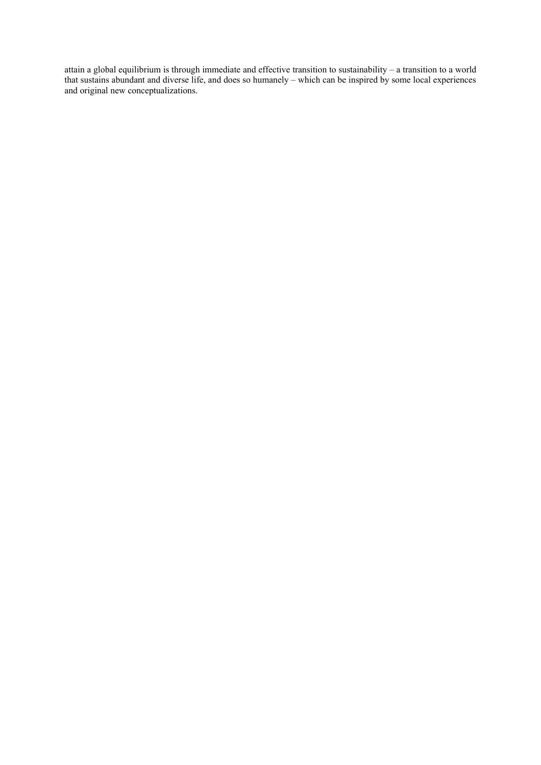attain a global equilibrium is through immediate and effective transition to sustainability – a transition to a world that sustains abundant and diverse life, and does so humanely – which can be inspired by some local experiences and original new conceptualizations.